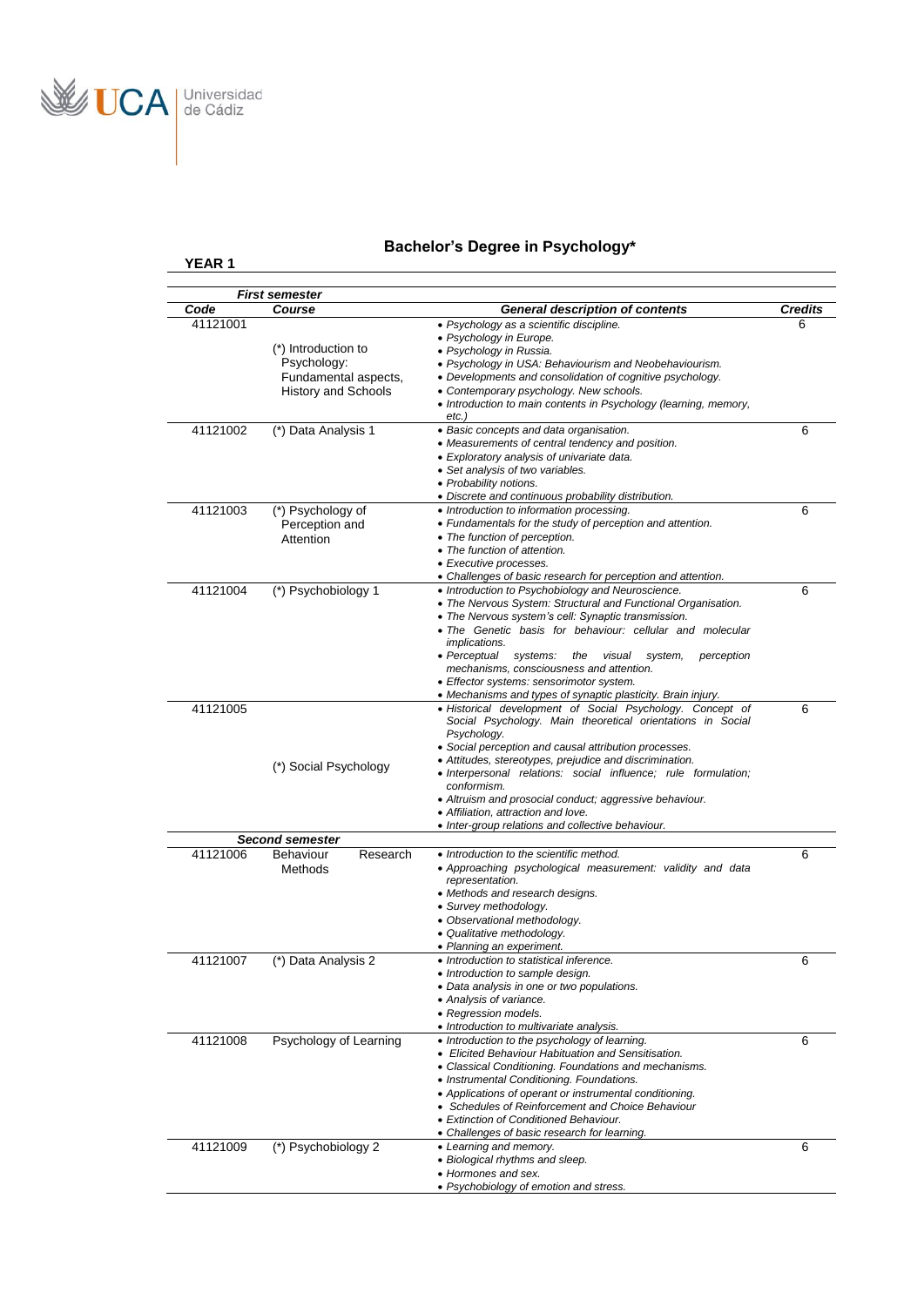# Bachelor's Degree in Psychology*

**YEAR 1**

| Code | Course | General description of contents | Credits |
|---|---|---|---|
| ***First semester*** | | | |
| 41121001 | (*) Introduction to Psychology: Fundamental aspects, History and Schools | • *Psychology as a scientific discipline.*<br>• *Psychology in Europe.*<br>• *Psychology in Russia.*<br>• *Psychology in USA: Behaviourism and Neobehaviourism.*<br>• *Developments and consolidation of cognitive psychology.*<br>• *Contemporary psychology. New schools.*<br>• *Introduction to main contents in Psychology (learning, memory, etc.)* | 6 |
| 41121002 | (*) Data Analysis 1 | • *Basic concepts and data organisation.*<br>• *Measurements of central tendency and position.*<br>• *Exploratory analysis of univariate data.*<br>• *Set analysis of two variables.*<br>• *Probability notions.*<br>• *Discrete and continuous probability distribution.* | 6 |
| 41121003 | (*) Psychology of Perception and Attention | • *Introduction to information processing.*<br>• *Fundamentals for the study of perception and attention.*<br>• *The function of perception.*<br>• *The function of attention.*<br>• *Executive processes.*<br>• *Challenges of basic research for perception and attention.* | 6 |
| 41121004 | (*) Psychobiology 1 | • *Introduction to Psychobiology and Neuroscience.*<br>• *The Nervous System: Structural and Functional Organisation.*<br>• *The Nervous system's cell: Synaptic transmission.*<br>• *The Genetic basis for behaviour: cellular and molecular implications.*<br>• *Perceptual systems: the visual system, perception mechanisms, consciousness and attention.*<br>• *Effector systems: sensorimotor system.*<br>• *Mechanisms and types of synaptic plasticity. Brain injury.* | 6 |
| 41121005 | (*) Social Psychology | • *Historical development of Social Psychology. Concept of Social Psychology. Main theoretical orientations in Social Psychology.*<br>• *Social perception and causal attribution processes.*<br>• *Attitudes, stereotypes, prejudice and discrimination.*<br>• *Interpersonal relations: social influence; rule formulation; conformism.*<br>• *Altruism and prosocial conduct; aggressive behaviour.*<br>• *Affiliation, attraction and love.*<br>• *Inter-group relations and collective behaviour.* | 6 |
| ***Second semester*** | | | |
| 41121006 | Behaviour Research Methods | • *Introduction to the scientific method.*<br>• *Approaching psychological measurement: validity and data representation.*<br>• *Methods and research designs.*<br>• *Survey methodology.*<br>• *Observational methodology.*<br>• *Qualitative methodology.*<br>• *Planning an experiment.* | 6 |
| 41121007 | (*) Data Analysis 2 | • *Introduction to statistical inference.*<br>• *Introduction to sample design.*<br>• *Data analysis in one or two populations.*<br>• *Analysis of variance.*<br>• *Regression models.*<br>• *Introduction to multivariate analysis.* | 6 |
| 41121008 | Psychology of Learning | • *Introduction to the psychology of learning.*<br>• *Elicited Behaviour Habituation and Sensitisation.*<br>• *Classical Conditioning. Foundations and mechanisms.*<br>• *Instrumental Conditioning. Foundations.*<br>• *Applications of operant or instrumental conditioning.*<br>• *Schedules of Reinforcement and Choice Behaviour*<br>• *Extinction of Conditioned Behaviour.*<br>• *Challenges of basic research for learning.* | 6 |
| 41121009 | (*) Psychobiology 2 | • *Learning and memory.*<br>• *Biological rhythms and sleep.*<br>• *Hormones and sex.*<br>• *Psychobiology of emotion and stress.* | 6 |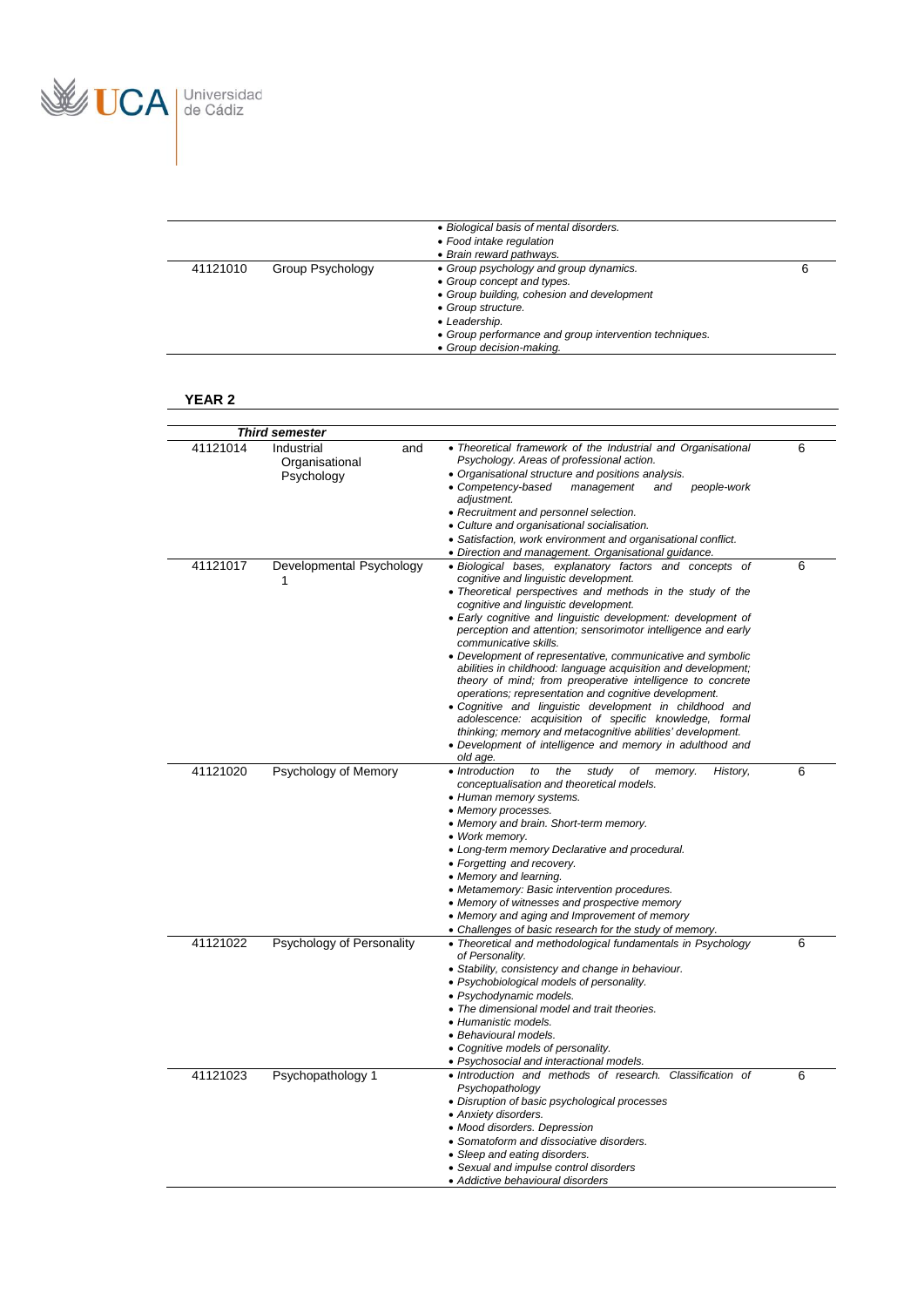| | | | |
|---|---|---|---|
| | | • Biological basis of mental disorders.<br>• Food intake regulation<br>• Brain reward pathways. | |
| 41121010 | Group Psychology | • Group psychology and group dynamics.<br>• Group concept and types.<br>• Group building, cohesion and development<br>• Group structure.<br>• Leadership.<br>• Group performance and group intervention techniques.<br>• Group decision-making. | 6 |

## YEAR 2

| ***Third semester*** | | | |
|---|---|---|---|
| 41121014 | Industrial and Organisational Psychology | • *Theoretical framework of the Industrial and Organisational Psychology. Areas of professional action.*<br>• *Organisational structure and positions analysis.*<br>• *Competency-based management and people-work adjustment.*<br>• *Recruitment and personnel selection.*<br>• *Culture and organisational socialisation.*<br>• *Satisfaction, work environment and organisational conflict.*<br>• *Direction and management. Organisational guidance.* | 6 |
| 41121017 | Developmental Psychology 1 | • *Biological bases, explanatory factors and concepts of cognitive and linguistic development.*<br>• *Theoretical perspectives and methods in the study of the cognitive and linguistic development.*<br>• *Early cognitive and linguistic development: development of perception and attention; sensorimotor intelligence and early communicative skills.*<br>• *Development of representative, communicative and symbolic abilities in childhood: language acquisition and development; theory of mind; from preoperative intelligence to concrete operations; representation and cognitive development.*<br>• *Cognitive and linguistic development in childhood and adolescence: acquisition of specific knowledge, formal thinking; memory and metacognitive abilities' development.*<br>• *Development of intelligence and memory in adulthood and old age.* | 6 |
| 41121020 | Psychology of Memory | • *Introduction to the study of memory. History, conceptualisation and theoretical models.*<br>• *Human memory systems.*<br>• *Memory processes.*<br>• *Memory and brain. Short-term memory.*<br>• *Work memory.*<br>• *Long-term memory Declarative and procedural.*<br>• *Forgetting and recovery.*<br>• *Memory and learning.*<br>• *Metamemory: Basic intervention procedures.*<br>• *Memory of witnesses and prospective memory*<br>• *Memory and aging and Improvement of memory*<br>• *Challenges of basic research for the study of memory.* | 6 |
| 41121022 | Psychology of Personality | • *Theoretical and methodological fundamentals in Psychology of Personality.*<br>• *Stability, consistency and change in behaviour.*<br>• *Psychobiological models of personality.*<br>• *Psychodynamic models.*<br>• *The dimensional model and trait theories.*<br>• *Humanistic models.*<br>• *Behavioural models.*<br>• *Cognitive models of personality.*<br>• *Psychosocial and interactional models.* | 6 |
| 41121023 | Psychopathology 1 | • *Introduction and methods of research. Classification of Psychopathology*<br>• *Disruption of basic psychological processes*<br>• *Anxiety disorders.*<br>• *Mood disorders. Depression*<br>• *Somatoform and dissociative disorders.*<br>• *Sleep and eating disorders.*<br>• *Sexual and impulse control disorders*<br>• *Addictive behavioural disorders* | 6 |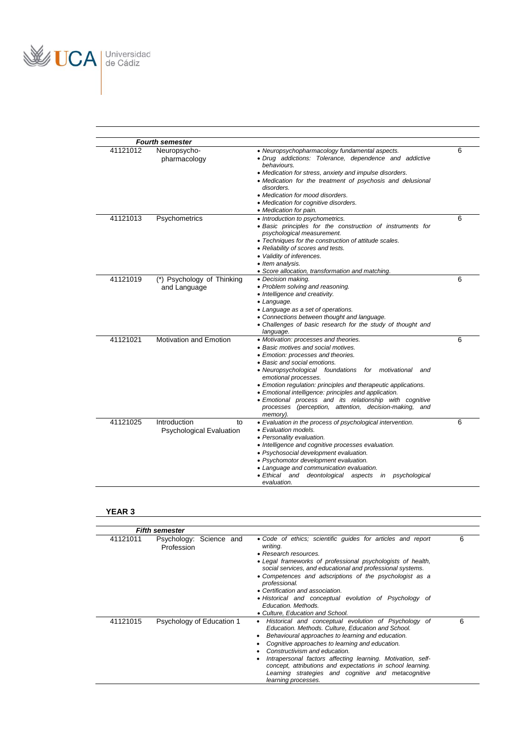| *Fourth semester* | | | |
|---|---|---|---|
| 41121012 | Neuropsycho-pharmacology | • *Neuropsychopharmacology fundamental aspects.*<br>• *Drug addictions: Tolerance, dependence and addictive behaviours.*<br>• *Medication for stress, anxiety and impulse disorders.*<br>• *Medication for the treatment of psychosis and delusional disorders.*<br>• *Medication for mood disorders.*<br>• *Medication for cognitive disorders.*<br>• *Medication for pain.* | 6 |
| 41121013 | Psychometrics | • *Introduction to psychometrics.*<br>• *Basic principles for the construction of instruments for psychological measurement.*<br>• *Techniques for the construction of attitude scales.*<br>• *Reliability of scores and tests.*<br>• *Validity of inferences.*<br>• *Item analysis.*<br>• *Score allocation, transformation and matching.* | 6 |
| 41121019 | (*) Psychology of Thinking and Language | • *Decision making.*<br>• *Problem solving and reasoning.*<br>• *Intelligence and creativity.*<br>• *Language.*<br>• *Language as a set of operations.*<br>• *Connections between thought and language.*<br>• *Challenges of basic research for the study of thought and language.* | 6 |
| 41121021 | Motivation and Emotion | • *Motivation: processes and theories.*<br>• *Basic motives and social motives.*<br>• *Emotion: processes and theories.*<br>• *Basic and social emotions.*<br>• *Neuropsychological foundations for motivational and emotional processes.*<br>• *Emotion regulation: principles and therapeutic applications.*<br>• *Emotional intelligence: principles and application.*<br>• *Emotional process and its relationship with cognitive processes (perception, attention, decision-making, and memory).* | 6 |
| 41121025 | Introduction to Psychological Evaluation | • *Evaluation in the process of psychological intervention.*<br>• *Evaluation models.*<br>• *Personality evaluation.*<br>• *Intelligence and cognitive processes evaluation.*<br>• *Psychosocial development evaluation.*<br>• *Psychomotor development evaluation.*<br>• *Language and communication evaluation.*<br>• *Ethical and deontological aspects in psychological evaluation.* | 6 |

**YEAR 3**

| *Fifth semester* | | | |
|---|---|---|---|
| 41121011 | Psychology: Science and Profession | • *Code of ethics; scientific guides for articles and report writing.*<br>• *Research resources.*<br>• *Legal frameworks of professional psychologists of health, social services, and educational and professional systems.*<br>• *Competences and adscriptions of the psychologist as a professional.*<br>• *Certification and association.*<br>• *Historical and conceptual evolution of Psychology of Education. Methods.*<br>• *Culture, Education and School.* | 6 |
| 41121015 | Psychology of Education 1 | • *Historical and conceptual evolution of Psychology of Education. Methods. Culture, Education and School.*<br>• *Behavioural approaches to learning and education.*<br>• *Cognitive approaches to learning and education.*<br>• *Constructivism and education.*<br>• *Intrapersonal factors affecting learning. Motivation, self-concept, attributions and expectations in school learning. Learning strategies and cognitive and metacognitive learning processes.* | 6 |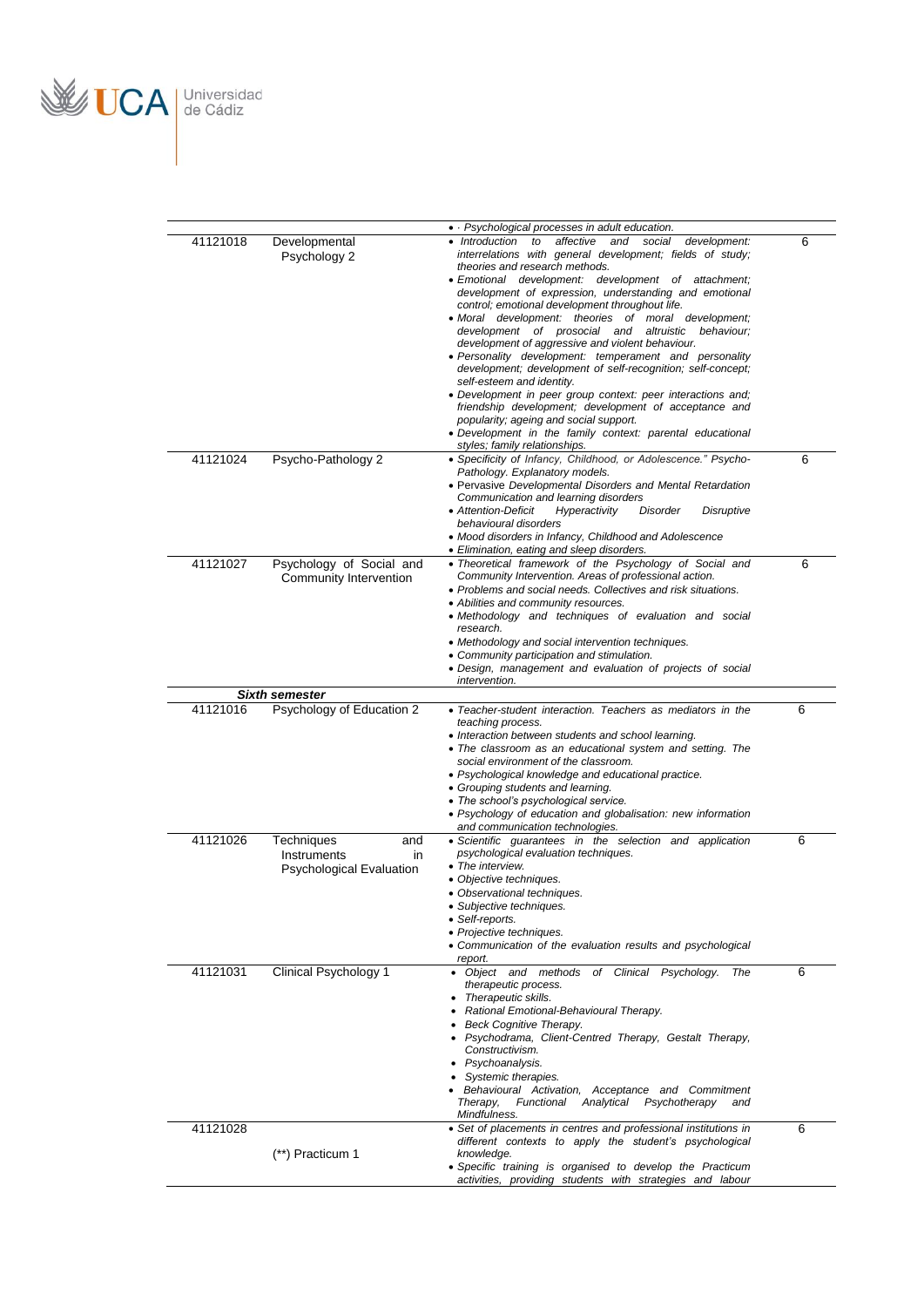| | | | |
|---|---|---|---|
| | | • · *Psychological processes in adult education.* | |
| 41121018 | Developmental Psychology 2 | • *Introduction to affective and social development: interrelations with general development; fields of study; theories and research methods.*<br>• *Emotional development: development of attachment; development of expression, understanding and emotional control; emotional development throughout life.*<br>• *Moral development: theories of moral development; development of prosocial and altruistic behaviour; development of aggressive and violent behaviour.*<br>• *Personality development: temperament and personality development; development of self-recognition; self-concept; self-esteem and identity.*<br>• *Development in peer group context: peer interactions and; friendship development; development of acceptance and popularity; ageing and social support.*<br>• *Development in the family context: parental educational styles; family relationships.* | 6 |
| 41121024 | Psycho-Pathology 2 | • *Specificity of Infancy, Childhood, or Adolescence." Psycho-Pathology. Explanatory models.*<br>• *Pervasive Developmental Disorders and Mental Retardation Communication and learning disorders*<br>• *Attention-Deficit Hyperactivity Disorder Disruptive behavioural disorders*<br>• *Mood disorders in Infancy, Childhood and Adolescence*<br>• *Elimination, eating and sleep disorders.* | 6 |
| 41121027 | Psychology of Social and Community Intervention | • *Theoretical framework of the Psychology of Social and Community Intervention. Areas of professional action.*<br>• *Problems and social needs. Collectives and risk situations.*<br>• *Abilities and community resources.*<br>• *Methodology and techniques of evaluation and social research.*<br>• *Methodology and social intervention techniques.*<br>• *Community participation and stimulation.*<br>• *Design, management and evaluation of projects of social intervention.* | 6 |
| | ***Sixth semester*** | | |
| 41121016 | Psychology of Education 2 | • *Teacher-student interaction. Teachers as mediators in the teaching process.*<br>• *Interaction between students and school learning.*<br>• *The classroom as an educational system and setting. The social environment of the classroom.*<br>• *Psychological knowledge and educational practice.*<br>• *Grouping students and learning.*<br>• *The school's psychological service.*<br>• *Psychology of education and globalisation: new information and communication technologies.* | 6 |
| 41121026 | Techniques and Instruments in Psychological Evaluation | • *Scientific guarantees in the selection and application psychological evaluation techniques.*<br>• *The interview.*<br>• *Objective techniques.*<br>• *Observational techniques.*<br>• *Subjective techniques.*<br>• *Self-reports.*<br>• *Projective techniques.*<br>• *Communication of the evaluation results and psychological report.* | 6 |
| 41121031 | Clinical Psychology 1 | • *Object and methods of Clinical Psychology. The therapeutic process.*<br>• *Therapeutic skills.*<br>• *Rational Emotional-Behavioural Therapy.*<br>• *Beck Cognitive Therapy.*<br>• *Psychodrama, Client-Centred Therapy, Gestalt Therapy, Constructivism.*<br>• *Psychoanalysis.*<br>• *Systemic therapies.*<br>• *Behavioural Activation, Acceptance and Commitment Therapy, Functional Analytical Psychotherapy and Mindfulness.* | 6 |
| 41121028 | (**) Practicum 1 | • *Set of placements in centres and professional institutions in different contexts to apply the student's psychological knowledge.*<br>• *Specific training is organised to develop the Practicum activities, providing students with strategies and labour* | 6 |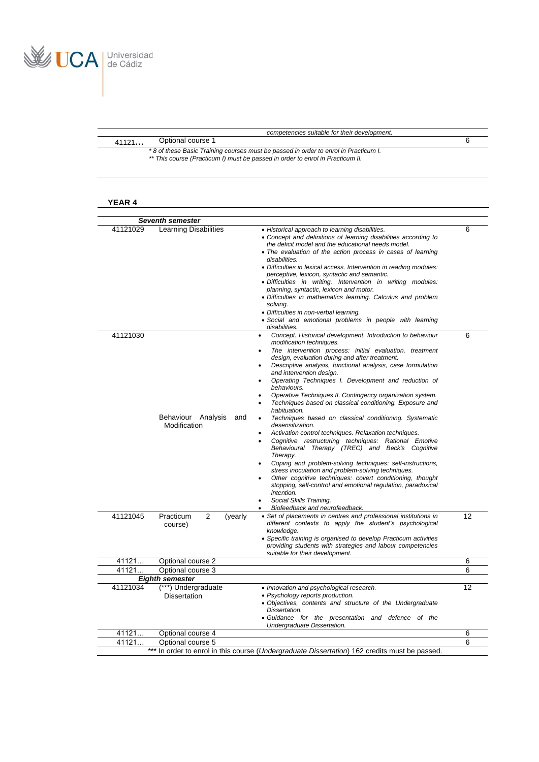| | | competencies suitable for their development. | |
|---|---|---|---|
| 41121… | Optional course 1 | | 6 |

\* 8 of these Basic Training courses must be passed in order to enrol in Practicum I.
\*\* This course (Practicum I) must be passed in order to enrol in Practicum II.

**YEAR 4**

| Code | Course | Contents | Credits |
|---|---|---|---|
| | ***Seventh semester*** | | |
| 41121029 | Learning Disabilities | • *Historical approach to learning disabilities.* <br> • *Concept and definitions of learning disabilities according to the deficit model and the educational needs model.* <br> • *The evaluation of the action process in cases of learning disabilities.* <br> • *Difficulties in lexical access. Intervention in reading modules: perceptive, lexicon, syntactic and semantic.* <br> • *Difficulties in writing. Intervention in writing modules: planning, syntactic, lexicon and motor.* <br> • *Difficulties in mathematics learning. Calculus and problem solving.* <br> • *Difficulties in non-verbal learning.* <br> • *Social and emotional problems in people with learning disabilities.* | 6 |
| 41121030 | Behaviour Analysis and Modification | • *Concept. Historical development. Introduction to behaviour modification techniques.* <br> • *The intervention process: initial evaluation, treatment design, evaluation during and after treatment.* <br> • *Descriptive analysis, functional analysis, case formulation and intervention design.* <br> • *Operating Techniques I. Development and reduction of behaviours.* <br> • *Operative Techniques II. Contingency organization system.* <br> • *Techniques based on classical conditioning. Exposure and habituation.* <br> • *Techniques based on classical conditioning. Systematic desensitization.* <br> • *Activation control techniques. Relaxation techniques.* <br> • *Cognitive restructuring techniques: Rational Emotive Behavioural Therapy (TREC) and Beck's Cognitive Therapy.* <br> • *Coping and problem-solving techniques: self-instructions, stress inoculation and problem-solving techniques.* <br> • *Other cognitive techniques: covert conditioning, thought stopping, self-control and emotional regulation, paradoxical intention.* <br> • *Social Skills Training.* <br> • *Biofeedback and neurofeedback.* | 6 |
| 41121045 | Practicum 2 (yearly course) | • *Set of placements in centres and professional institutions in different contexts to apply the student's psychological knowledge.* <br> • *Specific training is organised to develop Practicum activities providing students with strategies and labour competencies suitable for their development.* | 12 |
| 41121… | Optional course 2 | | 6 |
| 41121… | Optional course 3 | | 6 |
| | ***Eighth semester*** | | |
| 41121034 | (\*\*\*) Undergraduate Dissertation | • *Innovation and psychological research.* <br> • *Psychology reports production.* <br> • *Objectives, contents and structure of the Undergraduate Dissertation.* <br> • *Guidance for the presentation and defence of the Undergraduate Dissertation.* | 12 |
| 41121… | Optional course 4 | | 6 |
| 41121… | Optional course 5 | | 6 |

\*\*\* In order to enrol in this course (*Undergraduate Dissertation*) 162 credits must be passed.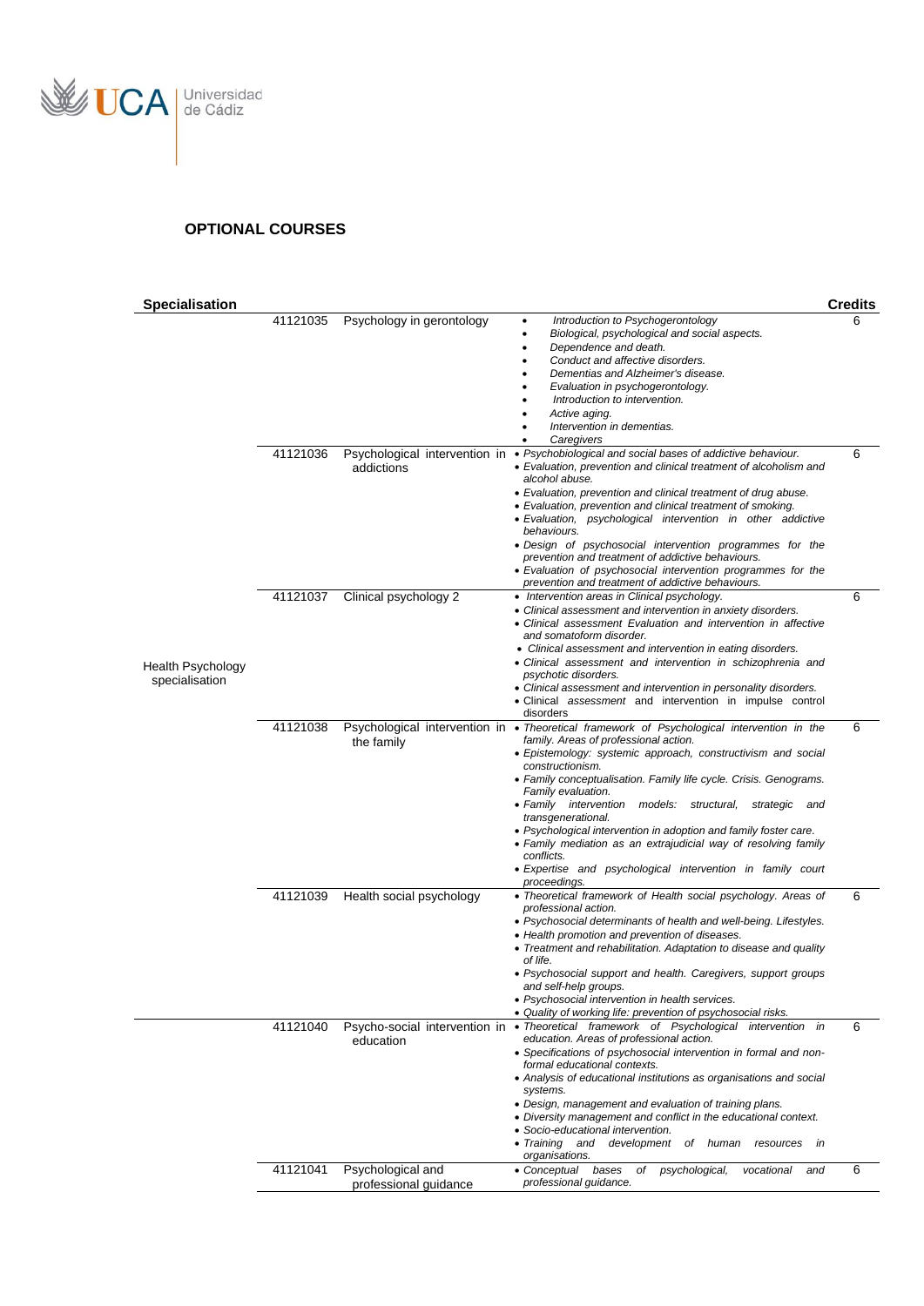## OPTIONAL COURSES

| Specialisation | | | | Credits |
|---|---|---|---|---|
| Health Psychology specialisation | 41121035 | Psychology in gerontology | • *Introduction to Psychogerontology*<br>• *Biological, psychological and social aspects.*<br>• *Dependence and death.*<br>• *Conduct and affective disorders.*<br>• *Dementias and Alzheimer's disease.*<br>• *Evaluation in psychogerontology.*<br>• *Introduction to intervention.*<br>• *Active aging.*<br>• *Intervention in dementias.*<br>• *Caregivers* | 6 |
| | 41121036 | Psychological intervention in addictions | • *Psychobiological and social bases of addictive behaviour.*<br>• *Evaluation, prevention and clinical treatment of alcoholism and alcohol abuse.*<br>• *Evaluation, prevention and clinical treatment of drug abuse.*<br>• *Evaluation, prevention and clinical treatment of smoking.*<br>• *Evaluation, psychological intervention in other addictive behaviours.*<br>• *Design of psychosocial intervention programmes for the prevention and treatment of addictive behaviours.*<br>• *Evaluation of psychosocial intervention programmes for the prevention and treatment of addictive behaviours.* | 6 |
| | 41121037 | Clinical psychology 2 | • *Intervention areas in Clinical psychology.*<br>• *Clinical assessment and intervention in anxiety disorders.*<br>• *Clinical assessment Evaluation and intervention in affective and somatoform disorder.*<br>• *Clinical assessment and intervention in eating disorders.*<br>• *Clinical assessment and intervention in schizophrenia and psychotic disorders.*<br>• *Clinical assessment and intervention in personality disorders.*<br>• Clinical *assessment* and intervention in impulse control disorders | 6 |
| | 41121038 | Psychological intervention in the family | • *Theoretical framework of Psychological intervention in the family. Areas of professional action.*<br>• *Epistemology: systemic approach, constructivism and social constructionism.*<br>• *Family conceptualisation. Family life cycle. Crisis. Genograms. Family evaluation.*<br>• *Family intervention models: structural, strategic and transgenerational.*<br>• *Psychological intervention in adoption and family foster care.*<br>• *Family mediation as an extrajudicial way of resolving family conflicts.*<br>• *Expertise and psychological intervention in family court proceedings.* | 6 |
| | 41121039 | Health social psychology | • *Theoretical framework of Health social psychology. Areas of professional action.*<br>• *Psychosocial determinants of health and well-being. Lifestyles.*<br>• *Health promotion and prevention of diseases.*<br>• *Treatment and rehabilitation. Adaptation to disease and quality of life.*<br>• *Psychosocial support and health. Caregivers, support groups and self-help groups.*<br>• *Psychosocial intervention in health services.*<br>• *Quality of working life: prevention of psychosocial risks.* | 6 |
| | 41121040 | Psycho-social intervention in education | • *Theoretical framework of Psychological intervention in education. Areas of professional action.*<br>• *Specifications of psychosocial intervention in formal and non-formal educational contexts.*<br>• *Analysis of educational institutions as organisations and social systems.*<br>• *Design, management and evaluation of training plans.*<br>• *Diversity management and conflict in the educational context.*<br>• *Socio-educational intervention.*<br>• *Training and development of human resources in organisations.* | 6 |
| | 41121041 | Psychological and professional guidance | • *Conceptual bases of psychological, vocational and professional guidance.* | 6 |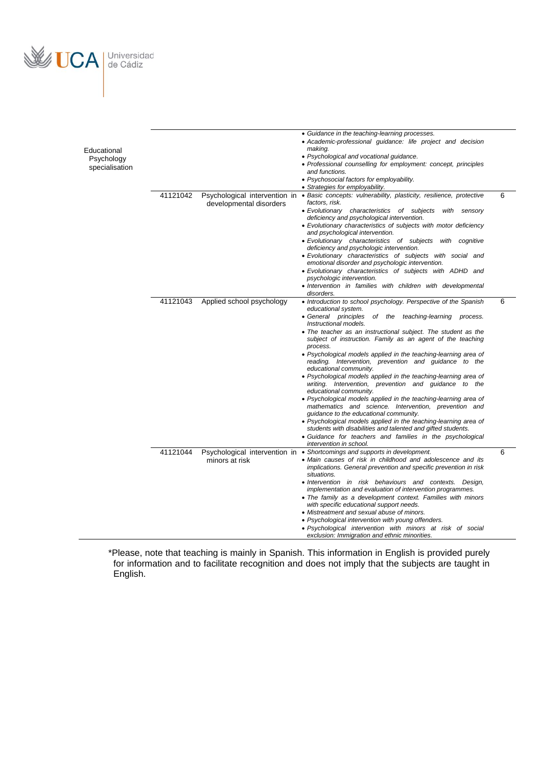| | | | | |
|---|---|---|---|---|
| Educational Psychology specialisation | | | • *Guidance in the teaching-learning processes.*<br>• *Academic-professional guidance: life project and decision making.*<br>• *Psychological and vocational guidance.*<br>• *Professional counselling for employment: concept, principles and functions.*<br>• *Psychosocial factors for employability.*<br>• *Strategies for employability.* | |
| | 41121042 | Psychological intervention in developmental disorders | • *Basic concepts: vulnerability, plasticity, resilience, protective factors, risk.*<br>• *Evolutionary characteristics of subjects with sensory deficiency and psychological intervention.*<br>• *Evolutionary characteristics of subjects with motor deficiency and psychological intervention.*<br>• *Evolutionary characteristics of subjects with cognitive deficiency and psychologic intervention.*<br>• *Evolutionary characteristics of subjects with social and emotional disorder and psychologic intervention.*<br>• *Evolutionary characteristics of subjects with ADHD and psychologic intervention.*<br>• *Intervention in families with children with developmental disorders.* | 6 |
| | 41121043 | Applied school psychology | • *Introduction to school psychology. Perspective of the Spanish educational system.*<br>• *General principles of the teaching-learning process. Instructional models.*<br>• *The teacher as an instructional subject. The student as the subject of instruction. Family as an agent of the teaching process.*<br>• *Psychological models applied in the teaching-learning area of reading. Intervention, prevention and guidance to the educational community.*<br>• *Psychological models applied in the teaching-learning area of writing. Intervention, prevention and guidance to the educational community.*<br>• *Psychological models applied in the teaching-learning area of mathematics and science. Intervention, prevention and guidance to the educational community.*<br>• *Psychological models applied in the teaching-learning area of students with disabilities and talented and gifted students.*<br>• *Guidance for teachers and families in the psychological intervention in school.* | 6 |
| | 41121044 | Psychological intervention in minors at risk | • *Shortcomings and supports in development.*<br>• *Main causes of risk in childhood and adolescence and its implications. General prevention and specific prevention in risk situations.*<br>• *Intervention in risk behaviours and contexts. Design, implementation and evaluation of intervention programmes.*<br>• *The family as a development context. Families with minors with specific educational support needs.*<br>• *Mistreatment and sexual abuse of minors.*<br>• *Psychological intervention with young offenders.*<br>• *Psychological intervention with minors at risk of social exclusion: Immigration and ethnic minorities.* | 6 |

*Please, note that teaching is mainly in Spanish. This information in English is provided purely for information and to facilitate recognition and does not imply that the subjects are taught in English.